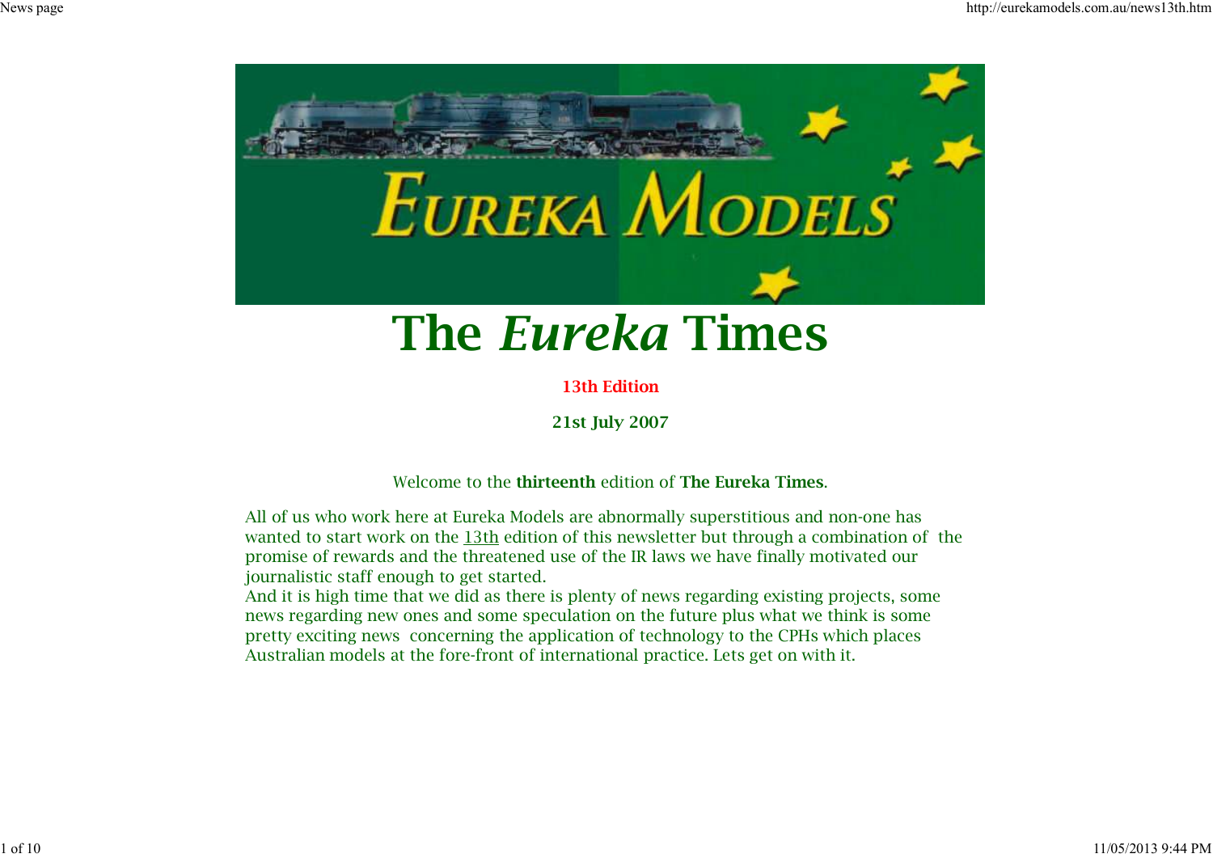# The *Eureka* Times

**13th Edition**

**21st July 2007**

Welcome to the **thirteenth** edition of **The Eureka Times**.

All of us who work here at Eureka Models are abnormally superstitious and non-one has wanted to start work on the 13th edition of this newsletter but through a combination of the promise of rewards and the threatened use of the IR laws we have finally motivated our journalistic staff enough to get started.
And it is high time that we did as there is plenty of news regarding existing projects, some news regarding new ones and some speculation on the future plus what we think is some pretty exciting news concerning the application of technology to the CPHs which places Australian models at the fore-front of international practice. Lets get on with it.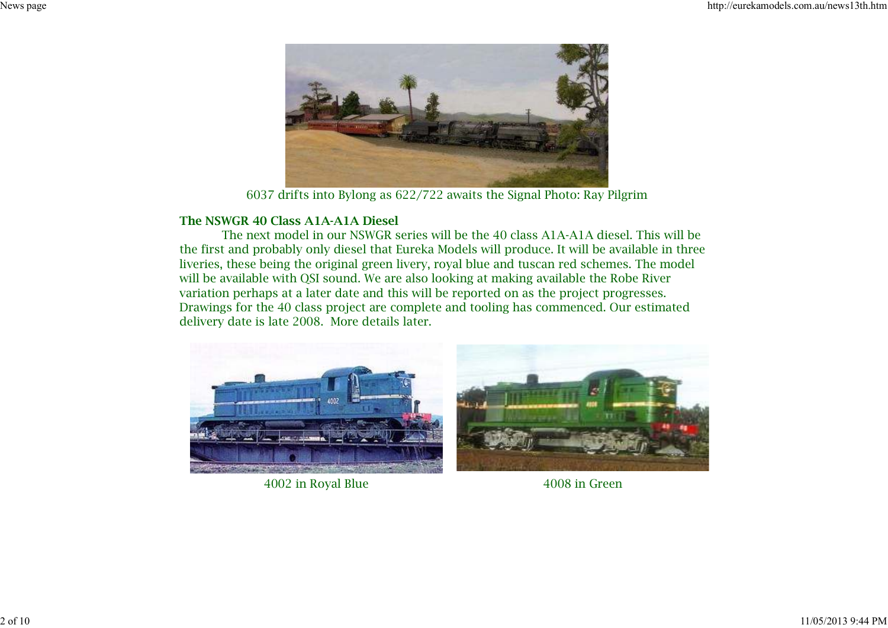6037 drifts into Bylong as 622/722 awaits the Signal Photo: Ray Pilgrim

**The NSWGR 40 Class A1A-A1A Diesel**

The next model in our NSWGR series will be the 40 class A1A-A1A diesel. This will be the first and probably only diesel that Eureka Models will produce. It will be available in three liveries, these being the original green livery, royal blue and tuscan red schemes. The model will be available with QSI sound. We are also looking at making available the Robe River variation perhaps at a later date and this will be reported on as the project progresses. Drawings for the 40 class project are complete and tooling has commenced. Our estimated delivery date is late 2008. More details later.

4002 in Royal Blue

4008 in Green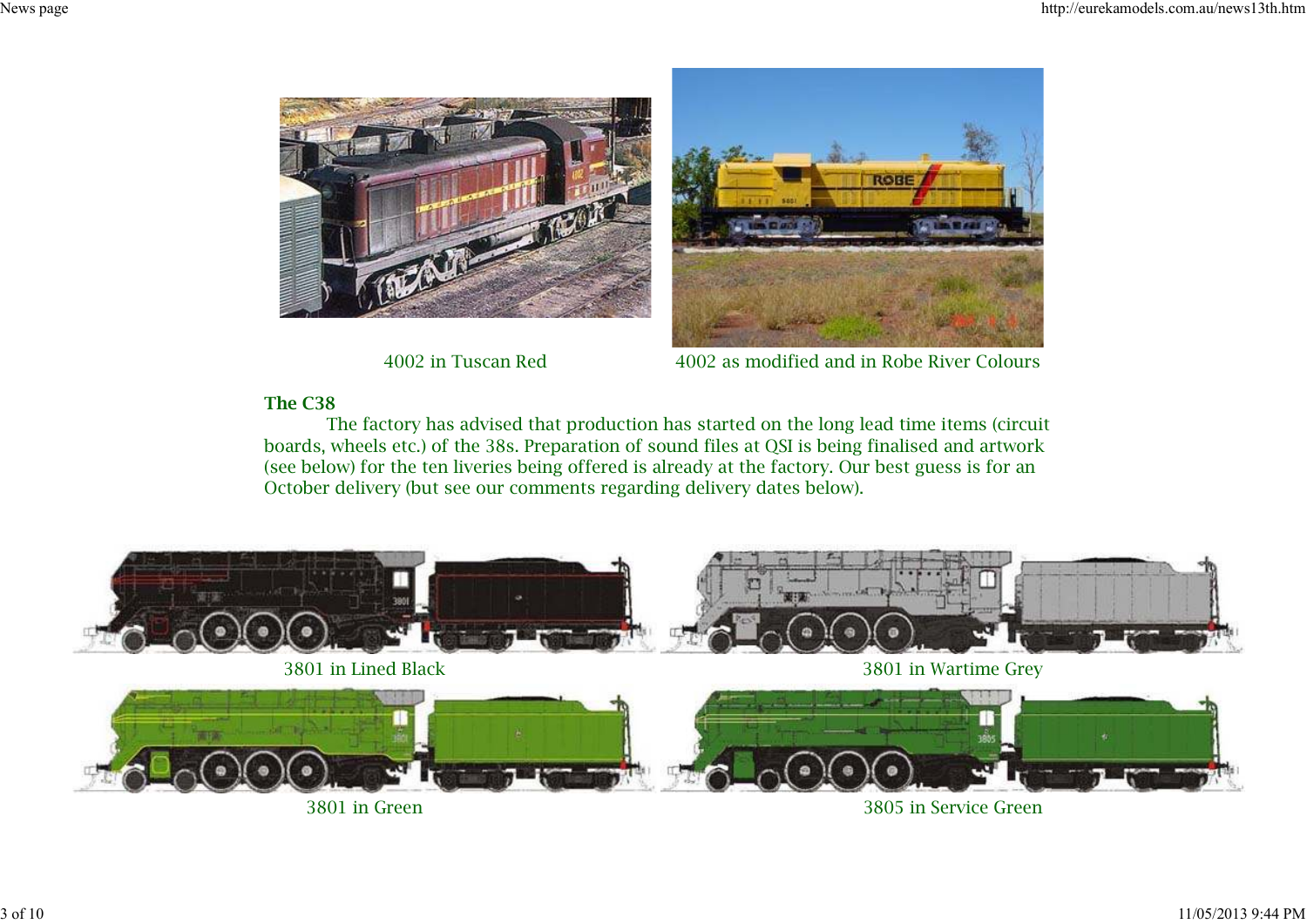4002 in Tuscan Red

4002 as modified and in Robe River Colours

**The C38**

The factory has advised that production has started on the long lead time items (circuit boards, wheels etc.) of the 38s. Preparation of sound files at QSI is being finalised and artwork (see below) for the ten liveries being offered is already at the factory. Our best guess is for an October delivery (but see our comments regarding delivery dates below).

3801 in Lined Black

3801 in Wartime Grey

3801 in Green

3805 in Service Green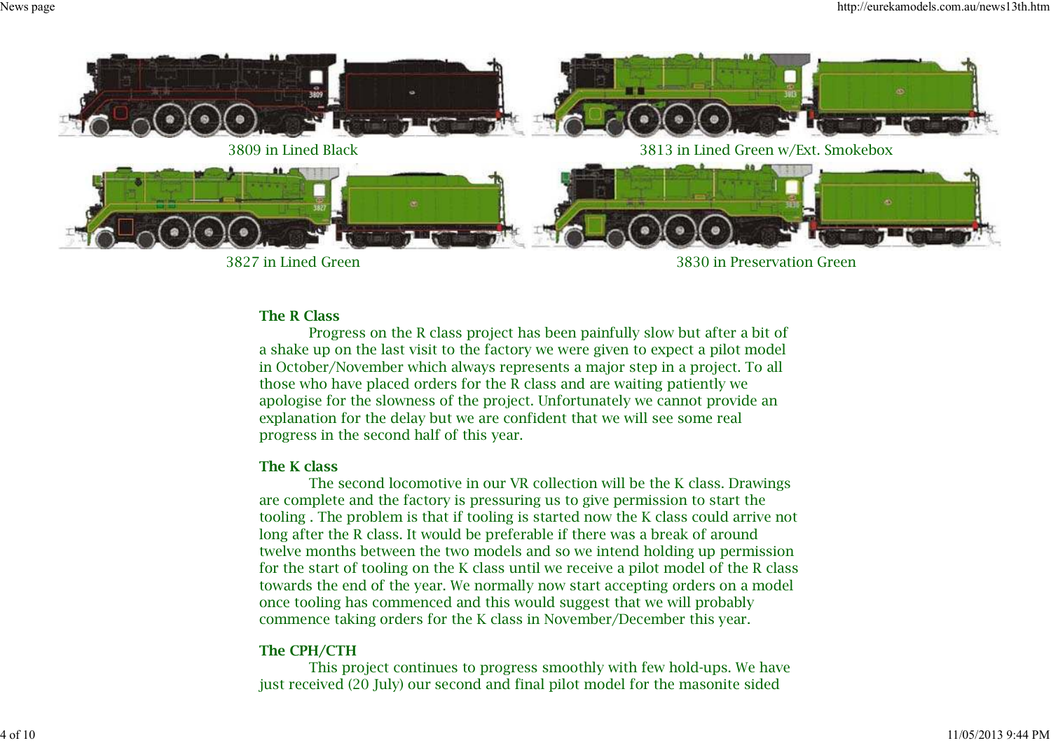3809 in Lined Black

3813 in Lined Green w/Ext. Smokebox

3827 in Lined Green

3830 in Preservation Green

**The R Class**

Progress on the R class project has been painfully slow but after a bit of a shake up on the last visit to the factory we were given to expect a pilot model in October/November which always represents a major step in a project. To all those who have placed orders for the R class and are waiting patiently we apologise for the slowness of the project. Unfortunately we cannot provide an explanation for the delay but we are confident that we will see some real progress in the second half of this year.

**The K class**

The second locomotive in our VR collection will be the K class. Drawings are complete and the factory is pressuring us to give permission to start the tooling . The problem is that if tooling is started now the K class could arrive not long after the R class. It would be preferable if there was a break of around twelve months between the two models and so we intend holding up permission for the start of tooling on the K class until we receive a pilot model of the R class towards the end of the year. We normally now start accepting orders on a model once tooling has commenced and this would suggest that we will probably commence taking orders for the K class in November/December this year.

**The CPH/CTH**

This project continues to progress smoothly with few hold-ups. We have just received (20 July) our second and final pilot model for the masonite sided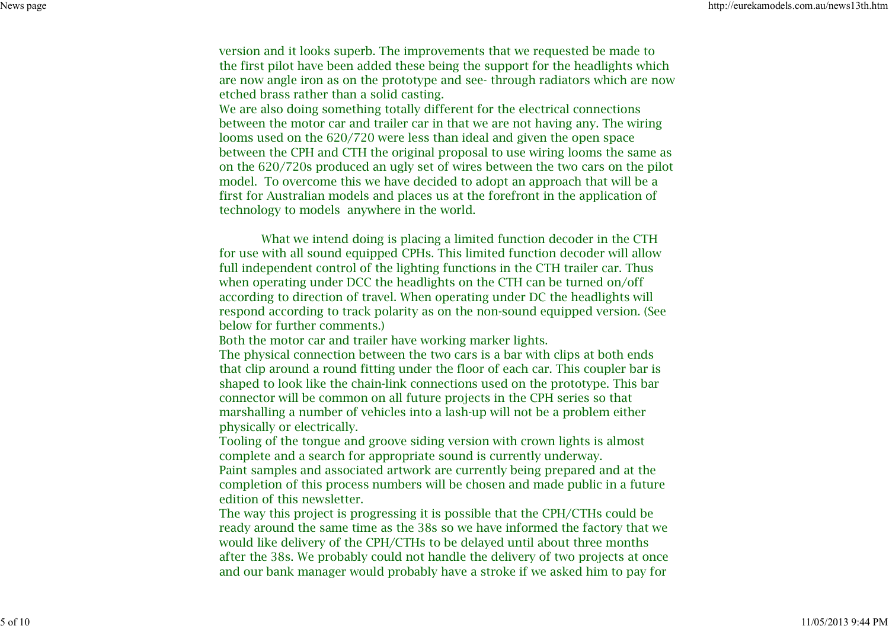version and it looks superb. The improvements that we requested be made to the first pilot have been added these being the support for the headlights which are now angle iron as on the prototype and see- through radiators which are now etched brass rather than a solid casting.

We are also doing something totally different for the electrical connections between the motor car and trailer car in that we are not having any. The wiring looms used on the 620/720 were less than ideal and given the open space between the CPH and CTH the original proposal to use wiring looms the same as on the 620/720s produced an ugly set of wires between the two cars on the pilot model. To overcome this we have decided to adopt an approach that will be a first for Australian models and places us at the forefront in the application of technology to models anywhere in the world.

What we intend doing is placing a limited function decoder in the CTH for use with all sound equipped CPHs. This limited function decoder will allow full independent control of the lighting functions in the CTH trailer car. Thus when operating under DCC the headlights on the CTH can be turned on/off according to direction of travel. When operating under DC the headlights will respond according to track polarity as on the non-sound equipped version. (See below for further comments.)

Both the motor car and trailer have working marker lights.

The physical connection between the two cars is a bar with clips at both ends that clip around a round fitting under the floor of each car. This coupler bar is shaped to look like the chain-link connections used on the prototype. This bar connector will be common on all future projects in the CPH series so that marshalling a number of vehicles into a lash-up will not be a problem either physically or electrically.

Tooling of the tongue and groove siding version with crown lights is almost complete and a search for appropriate sound is currently underway.

Paint samples and associated artwork are currently being prepared and at the completion of this process numbers will be chosen and made public in a future edition of this newsletter.

The way this project is progressing it is possible that the CPH/CTHs could be ready around the same time as the 38s so we have informed the factory that we would like delivery of the CPH/CTHs to be delayed until about three months after the 38s. We probably could not handle the delivery of two projects at once and our bank manager would probably have a stroke if we asked him to pay for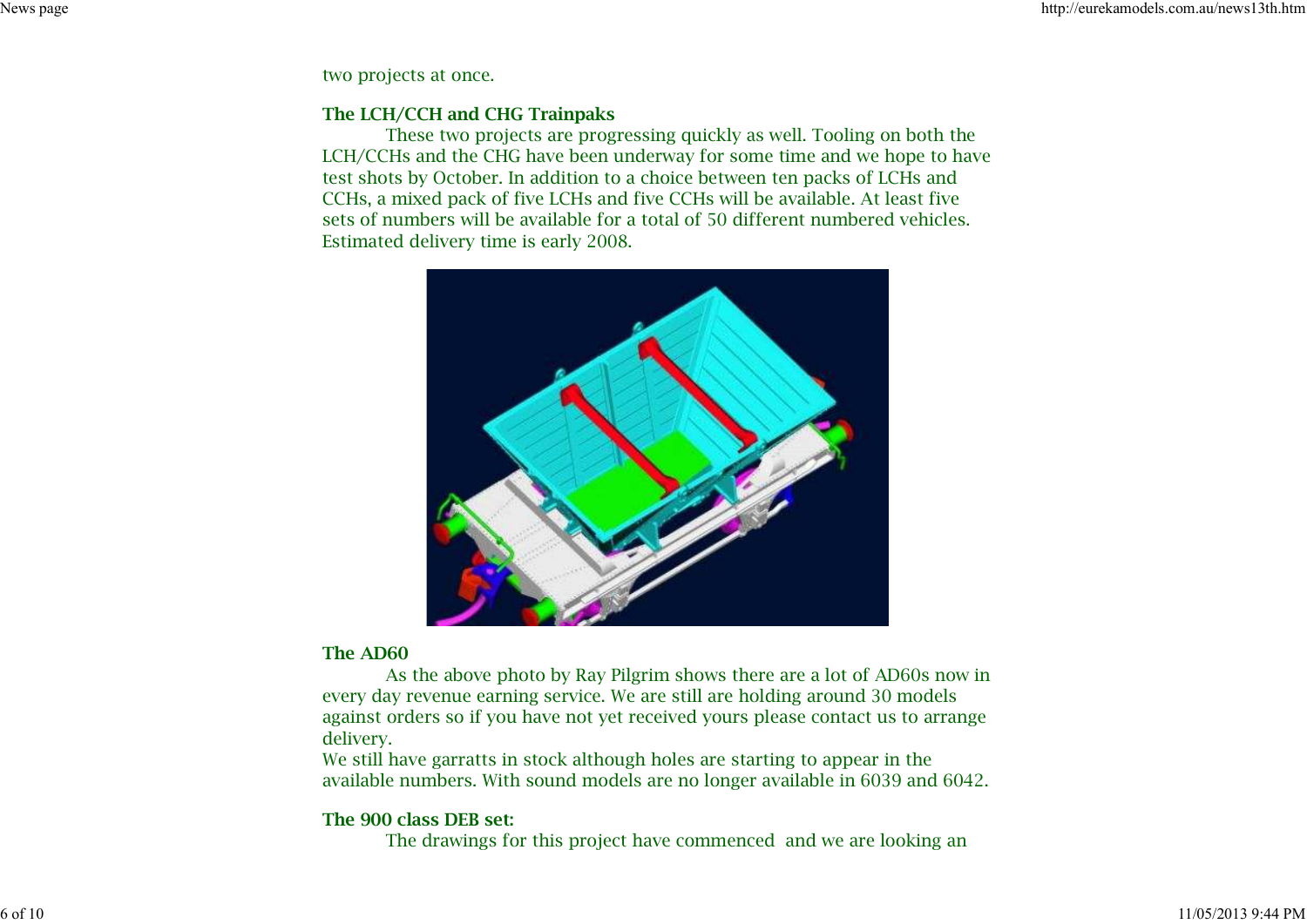two projects at once.

### The LCH/CCH and CHG Trainpaks

These two projects are progressing quickly as well. Tooling on both the LCH/CCHs and the CHG have been underway for some time and we hope to have test shots by October. In addition to a choice between ten packs of LCHs and CCHs, a mixed pack of five LCHs and five CCHs will be available. At least five sets of numbers will be available for a total of 50 different numbered vehicles. Estimated delivery time is early 2008.

### The AD60

As the above photo by Ray Pilgrim shows there are a lot of AD60s now in every day revenue earning service. We are still are holding around 30 models against orders so if you have not yet received yours please contact us to arrange delivery.
We still have garratts in stock although holes are starting to appear in the available numbers. With sound models are no longer available in 6039 and 6042.

### The 900 class DEB set:

The drawings for this project have commenced and we are looking an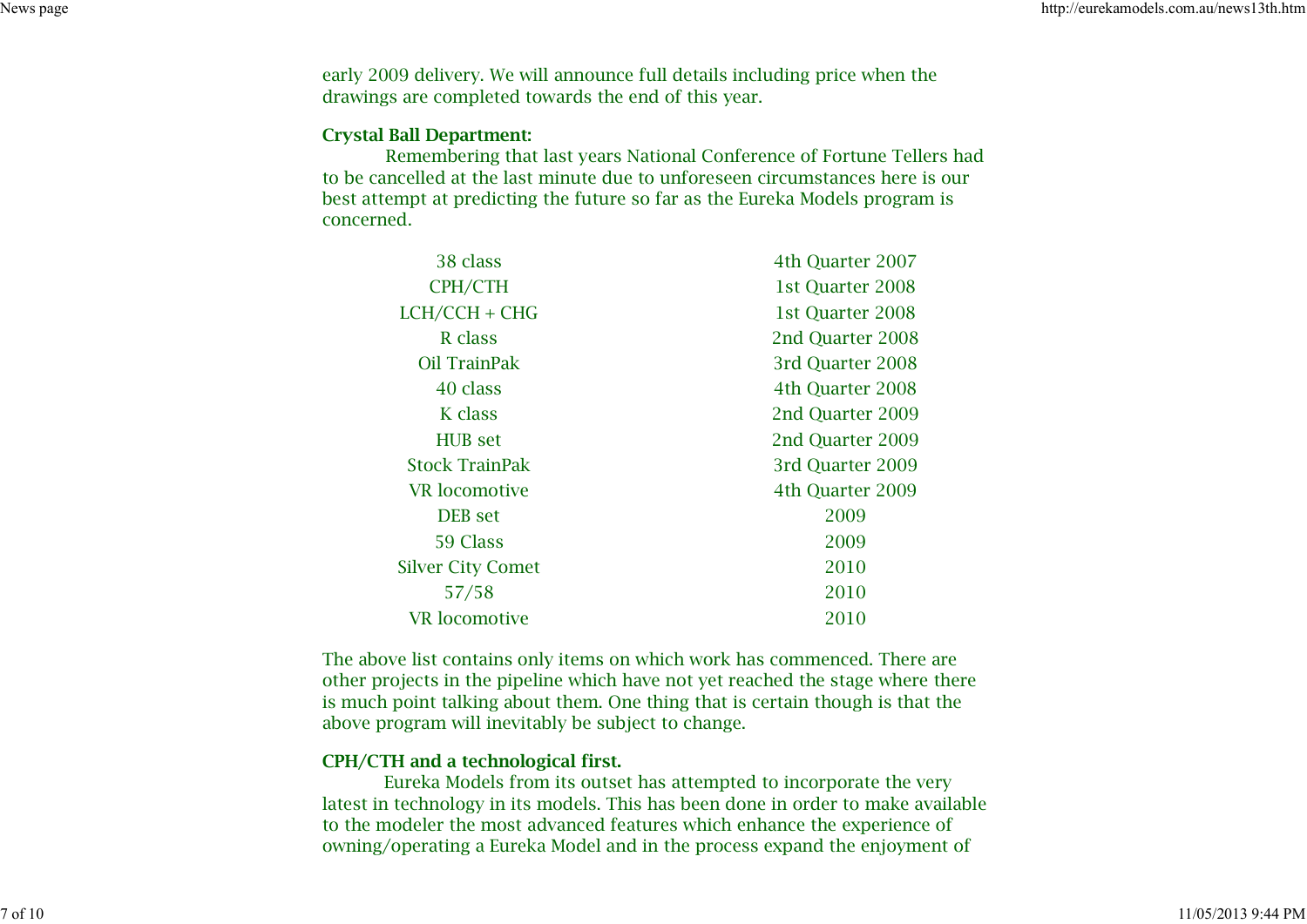early 2009 delivery. We will announce full details including price when the drawings are completed towards the end of this year.

**Crystal Ball Department:**

Remembering that last years National Conference of Fortune Tellers had to be cancelled at the last minute due to unforeseen circumstances here is our best attempt at predicting the future so far as the Eureka Models program is concerned.

| | |
|---|---|
| 38 class | 4th Quarter 2007 |
| CPH/CTH | 1st Quarter 2008 |
| LCH/CCH + CHG | 1st Quarter 2008 |
| R class | 2nd Quarter 2008 |
| Oil TrainPak | 3rd Quarter 2008 |
| 40 class | 4th Quarter 2008 |
| K class | 2nd Quarter 2009 |
| HUB set | 2nd Quarter 2009 |
| Stock TrainPak | 3rd Quarter 2009 |
| VR locomotive | 4th Quarter 2009 |
| DEB set | 2009 |
| 59 Class | 2009 |
| Silver City Comet | 2010 |
| 57/58 | 2010 |
| VR locomotive | 2010 |

The above list contains only items on which work has commenced. There are other projects in the pipeline which have not yet reached the stage where there is much point talking about them. One thing that is certain though is that the above program will inevitably be subject to change.

**CPH/CTH and a technological first.**

Eureka Models from its outset has attempted to incorporate the very latest in technology in its models. This has been done in order to make available to the modeler the most advanced features which enhance the experience of owning/operating a Eureka Model and in the process expand the enjoyment of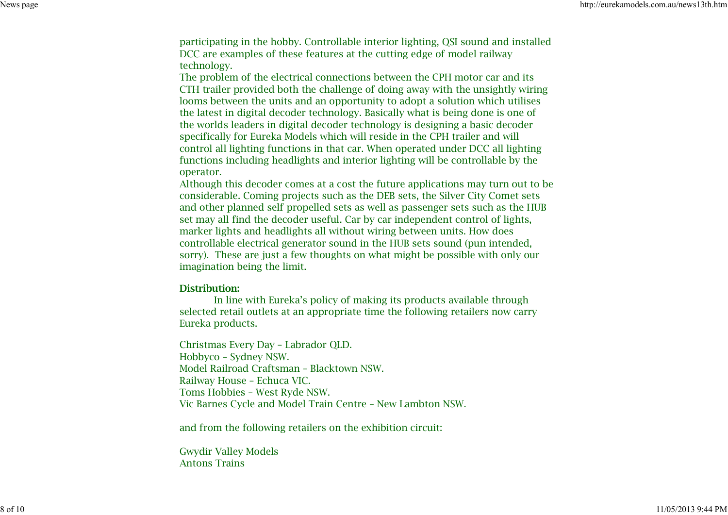participating in the hobby. Controllable interior lighting, QSI sound and installed DCC are examples of these features at the cutting edge of model railway technology.
The problem of the electrical connections between the CPH motor car and its CTH trailer provided both the challenge of doing away with the unsightly wiring looms between the units and an opportunity to adopt a solution which utilises the latest in digital decoder technology. Basically what is being done is one of the worlds leaders in digital decoder technology is designing a basic decoder specifically for Eureka Models which will reside in the CPH trailer and will control all lighting functions in that car. When operated under DCC all lighting functions including headlights and interior lighting will be controllable by the operator.
Although this decoder comes at a cost the future applications may turn out to be considerable. Coming projects such as the DEB sets, the Silver City Comet sets and other planned self propelled sets as well as passenger sets such as the HUB set may all find the decoder useful. Car by car independent control of lights, marker lights and headlights all without wiring between units. How does controllable electrical generator sound in the HUB sets sound (pun intended, sorry). These are just a few thoughts on what might be possible with only our imagination being the limit.

**Distribution:**
In line with Eureka's policy of making its products available through selected retail outlets at an appropriate time the following retailers now carry Eureka products.

Christmas Every Day – Labrador QLD.
Hobbyco – Sydney NSW.
Model Railroad Craftsman – Blacktown NSW.
Railway House – Echuca VIC.
Toms Hobbies – West Ryde NSW.
Vic Barnes Cycle and Model Train Centre – New Lambton NSW.

and from the following retailers on the exhibition circuit:

Gwydir Valley Models
Antons Trains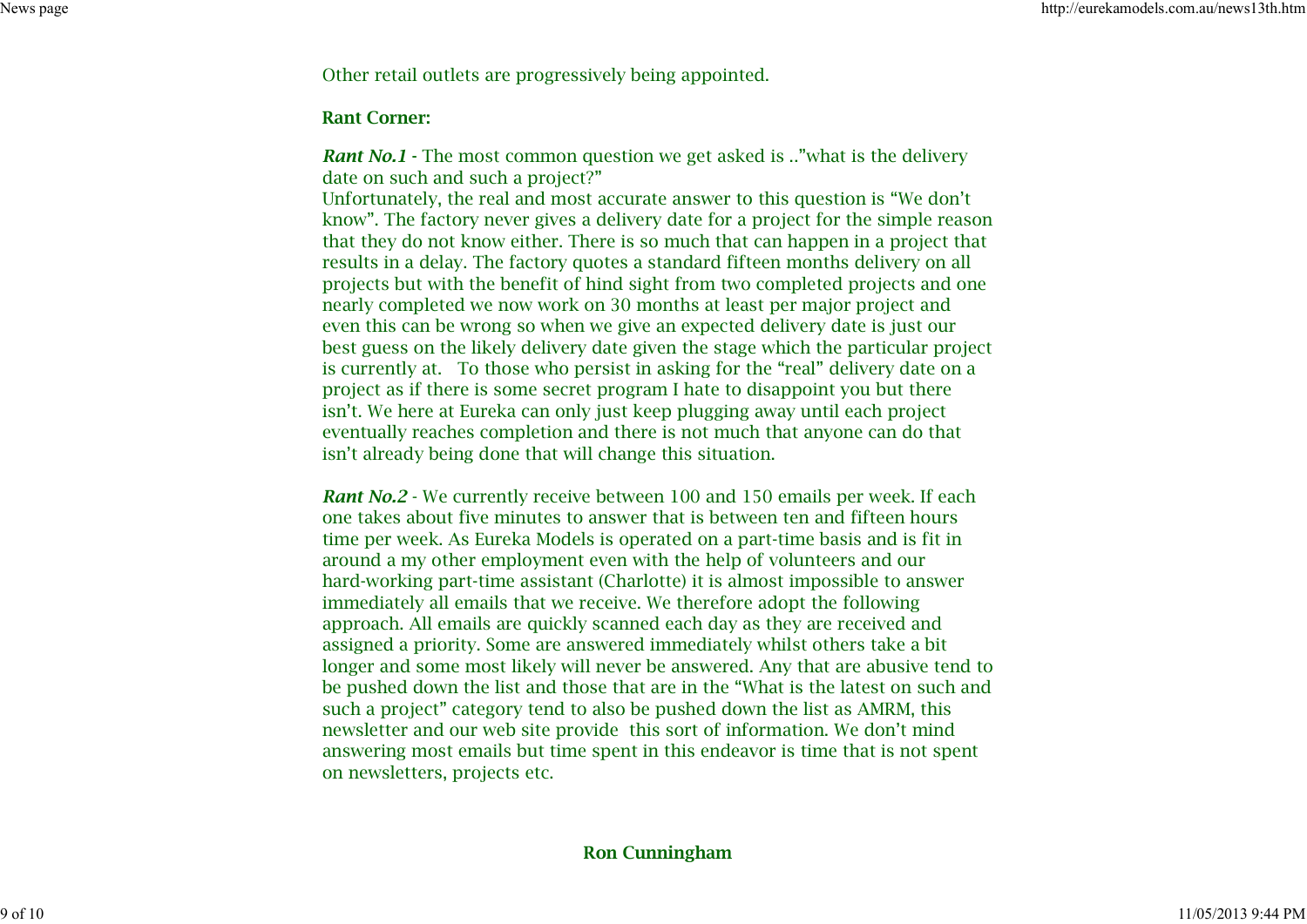Other retail outlets are progressively being appointed.

**Rant Corner:**

***Rant No.1*** - The most common question we get asked is .."what is the delivery date on such and such a project?"
Unfortunately, the real and most accurate answer to this question is "We don't know". The factory never gives a delivery date for a project for the simple reason that they do not know either. There is so much that can happen in a project that results in a delay. The factory quotes a standard fifteen months delivery on all projects but with the benefit of hind sight from two completed projects and one nearly completed we now work on 30 months at least per major project and even this can be wrong so when we give an expected delivery date is just our best guess on the likely delivery date given the stage which the particular project is currently at. To those who persist in asking for the "real" delivery date on a project as if there is some secret program I hate to disappoint you but there isn't. We here at Eureka can only just keep plugging away until each project eventually reaches completion and there is not much that anyone can do that isn't already being done that will change this situation.

***Rant No.2*** - We currently receive between 100 and 150 emails per week. If each one takes about five minutes to answer that is between ten and fifteen hours time per week. As Eureka Models is operated on a part-time basis and is fit in around a my other employment even with the help of volunteers and our hard-working part-time assistant (Charlotte) it is almost impossible to answer immediately all emails that we receive. We therefore adopt the following approach. All emails are quickly scanned each day as they are received and assigned a priority. Some are answered immediately whilst others take a bit longer and some most likely will never be answered. Any that are abusive tend to be pushed down the list and those that are in the "What is the latest on such and such a project" category tend to also be pushed down the list as AMRM, this newsletter and our web site provide this sort of information. We don't mind answering most emails but time spent in this endeavor is time that is not spent on newsletters, projects etc.

**Ron Cunningham**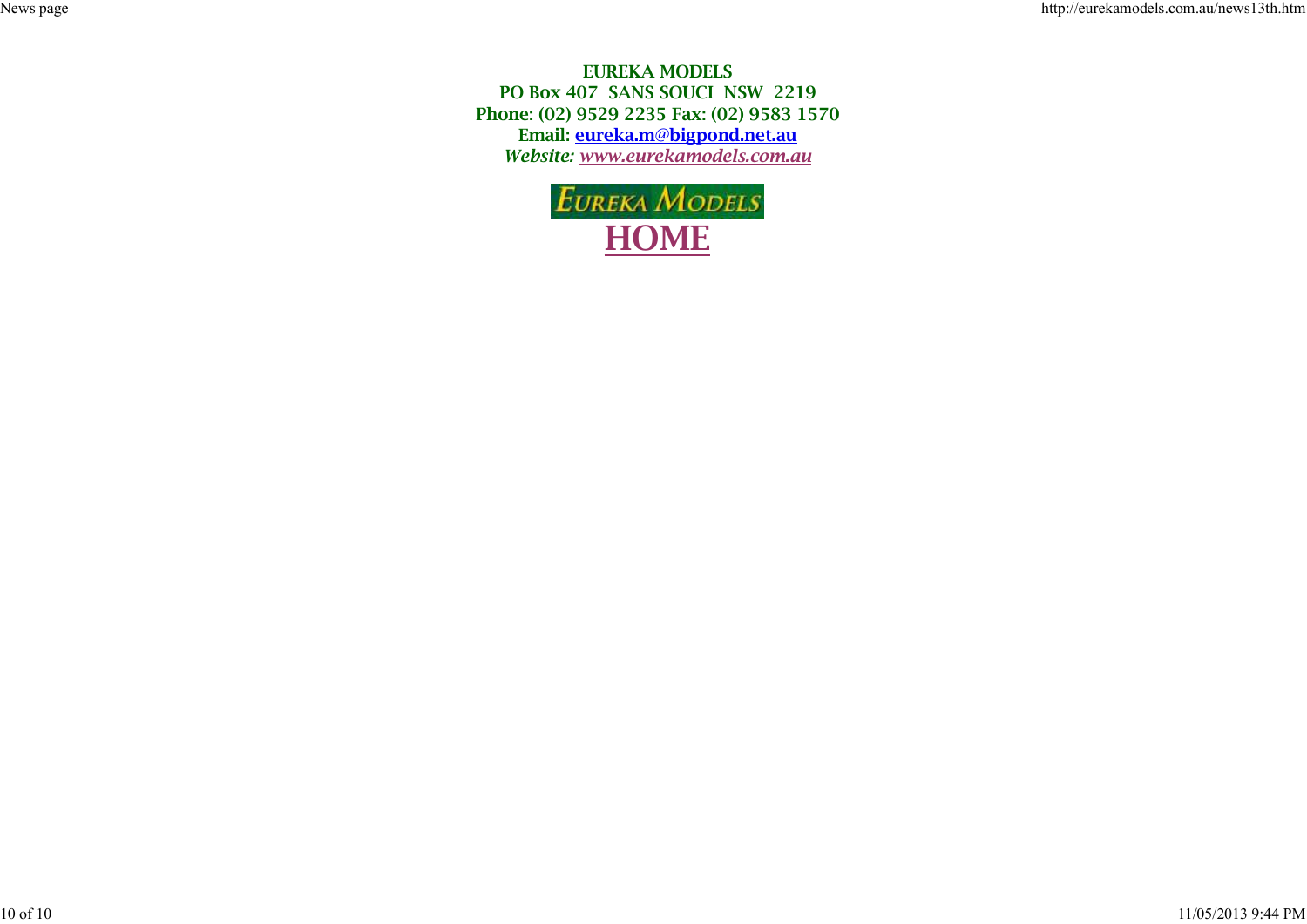**EUREKA MODELS**
**PO Box 407 SANS SOUCI NSW 2219**
**Phone: (02) 9529 2235 Fax: (02) 9583 1570**
**Email: eureka.m@bigpond.net.au**
***Website: www.eurekamodels.com.au***

EUREKA MODELS

# HOME